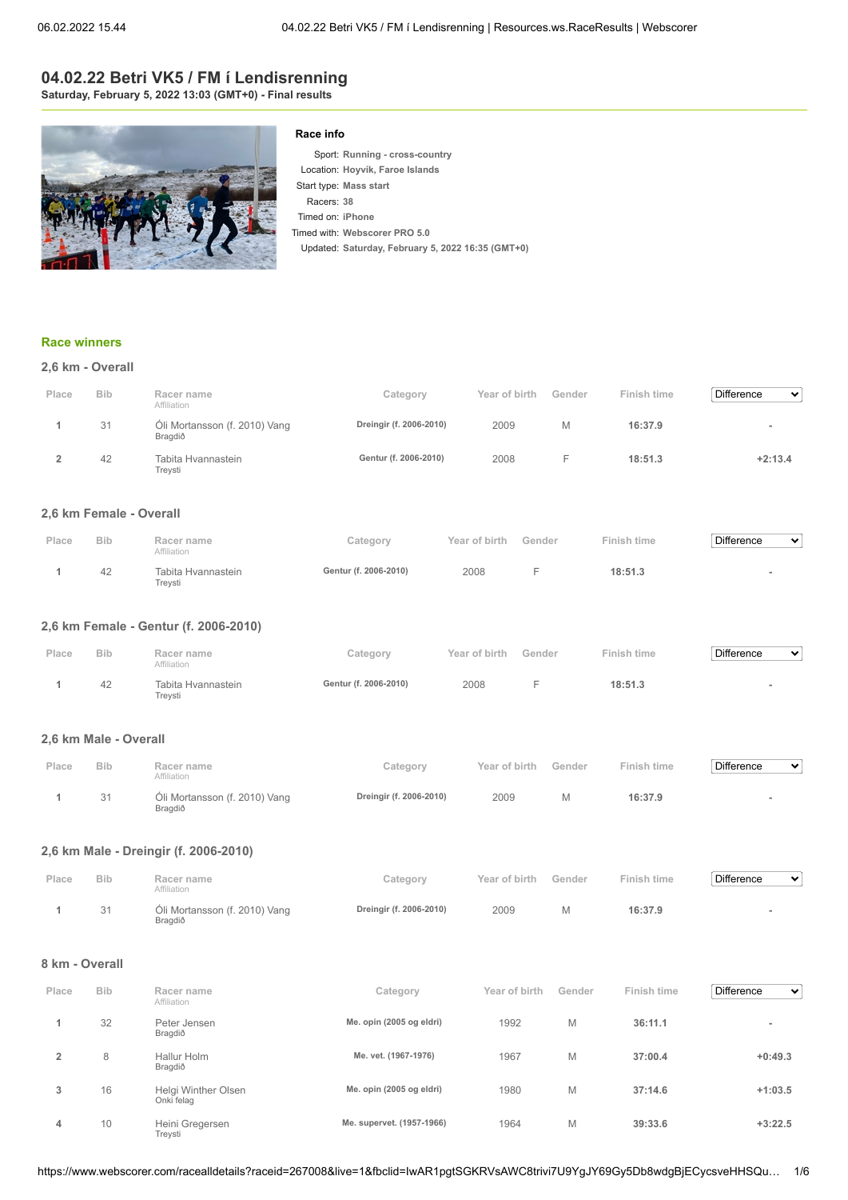# 04.02.22 Betri VK5 / FM í Lendisrenning

**Saturday, February 5, 2022 13:03 (GMT+0) - Final results**

### Race info

Sport: **Running - cross-country**
Location: **Hoyvík, Faroe Islands**
Start type: **Mass start**
Racers: **38**
Timed on: **iPhone**
Timed with: **Webscorer PRO 5.0**
Updated: **Saturday, February 5, 2022 16:35 (GMT+0)**

## Race winners

### 2,6 km - Overall

| Place | Bib | Racer name / Affiliation | Category | Year of birth | Gender | Finish time | Difference |
|---|---|---|---|---|---|---|---|
| 1 | 31 | Óli Mortansson (f. 2010) Vang / Bragdið | Dreingir (f. 2006-2010) | 2009 | M | **16:37.9** | - |
| 2 | 42 | Tabita Hvannastein / Treysti | Gentur (f. 2006-2010) | 2008 | F | **18:51.3** | +2:13.4 |

### 2,6 km Female - Overall

| Place | Bib | Racer name / Affiliation | Category | Year of birth | Gender | Finish time | Difference |
|---|---|---|---|---|---|---|---|
| 1 | 42 | Tabita Hvannastein / Treysti | Gentur (f. 2006-2010) | 2008 | F | **18:51.3** | - |

### 2,6 km Female - Gentur (f. 2006-2010)

| Place | Bib | Racer name / Affiliation | Category | Year of birth | Gender | Finish time | Difference |
|---|---|---|---|---|---|---|---|
| 1 | 42 | Tabita Hvannastein / Treysti | Gentur (f. 2006-2010) | 2008 | F | **18:51.3** | - |

### 2,6 km Male - Overall

| Place | Bib | Racer name / Affiliation | Category | Year of birth | Gender | Finish time | Difference |
|---|---|---|---|---|---|---|---|
| 1 | 31 | Óli Mortansson (f. 2010) Vang / Bragdið | Dreingir (f. 2006-2010) | 2009 | M | **16:37.9** | - |

### 2,6 km Male - Dreingir (f. 2006-2010)

| Place | Bib | Racer name / Affiliation | Category | Year of birth | Gender | Finish time | Difference |
|---|---|---|---|---|---|---|---|
| 1 | 31 | Óli Mortansson (f. 2010) Vang / Bragdið | Dreingir (f. 2006-2010) | 2009 | M | **16:37.9** | - |

### 8 km - Overall

| Place | Bib | Racer name / Affiliation | Category | Year of birth | Gender | Finish time | Difference |
|---|---|---|---|---|---|---|---|
| 1 | 32 | Peter Jensen / Bragdið | Me. opin (2005 og eldri) | 1992 | M | **36:11.1** | - |
| 2 | 8 | Hallur Holm / Bragdið | Me. vet. (1967-1976) | 1967 | M | **37:00.4** | +0:49.3 |
| 3 | 16 | Helgi Winther Olsen / Onki felag | Me. opin (2005 og eldri) | 1980 | M | **37:14.6** | +1:03.5 |
| 4 | 10 | Heini Gregersen / Treysti | Me. supervet. (1957-1966) | 1964 | M | **39:33.6** | +3:22.5 |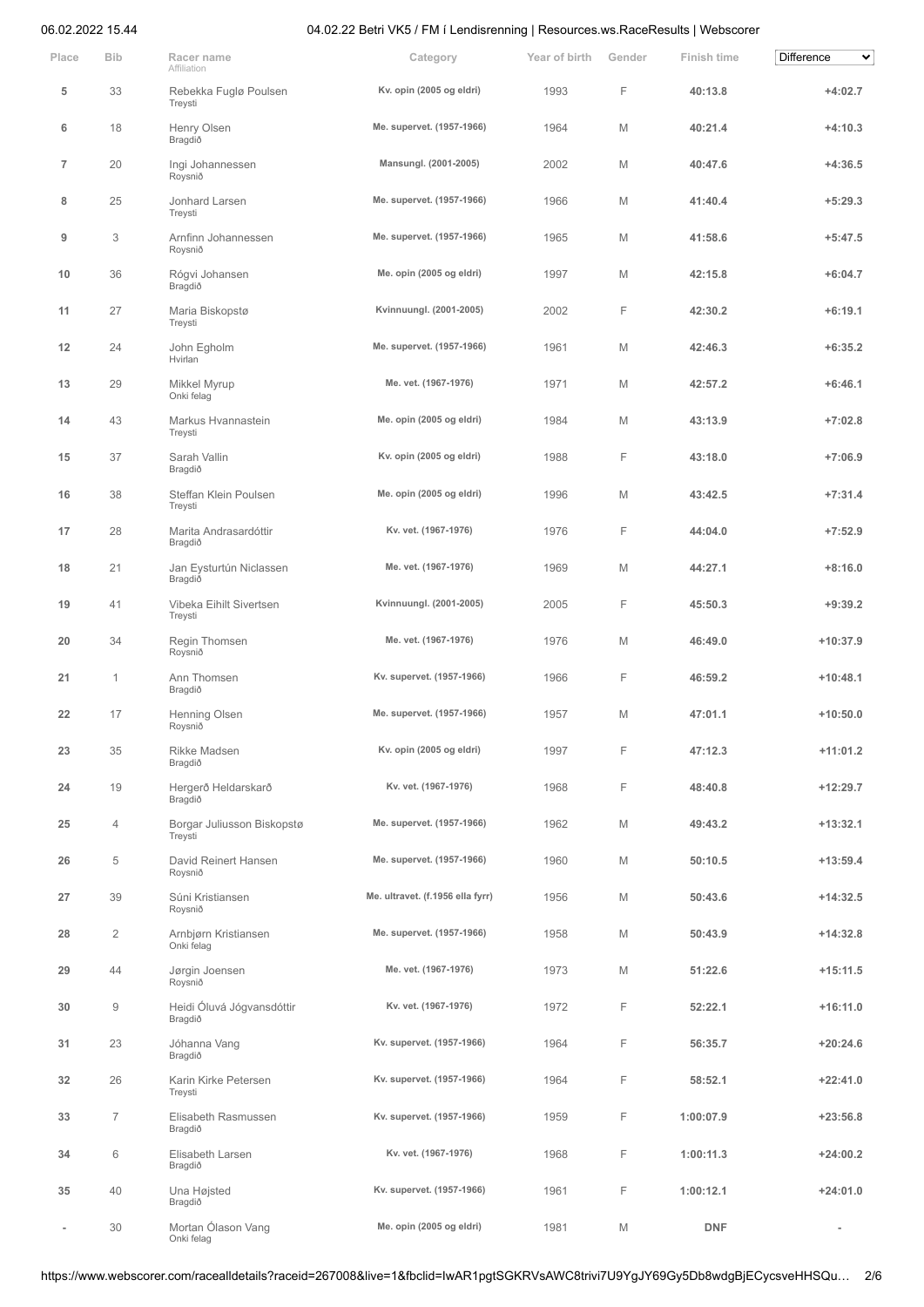| Place | Bib | Racer name Affiliation | Category | Year of birth | Gender | Finish time | Difference |
|---|---|---|---|---|---|---|---|
| 5 | 33 | Rebekka Fuglø Poulsen Treysti | Kv. opin (2005 og eldri) | 1993 | F | 40:13.8 | +4:02.7 |
| 6 | 18 | Henry Olsen Bragdið | Me. supervet. (1957-1966) | 1964 | M | 40:21.4 | +4:10.3 |
| 7 | 20 | Ingi Johannessen Roysnið | Mansungl. (2001-2005) | 2002 | M | 40:47.6 | +4:36.5 |
| 8 | 25 | Jonhard Larsen Treysti | Me. supervet. (1957-1966) | 1966 | M | 41:40.4 | +5:29.3 |
| 9 | 3 | Arnfinn Johannessen Roysnið | Me. supervet. (1957-1966) | 1965 | M | 41:58.6 | +5:47.5 |
| 10 | 36 | Rógvi Johansen Bragdið | Me. opin (2005 og eldri) | 1997 | M | 42:15.8 | +6:04.7 |
| 11 | 27 | Maria Biskopstø Treysti | Kvinnuungl. (2001-2005) | 2002 | F | 42:30.2 | +6:19.1 |
| 12 | 24 | John Egholm Hvirlan | Me. supervet. (1957-1966) | 1961 | M | 42:46.3 | +6:35.2 |
| 13 | 29 | Mikkel Myrup Onki felag | Me. vet. (1967-1976) | 1971 | M | 42:57.2 | +6:46.1 |
| 14 | 43 | Markus Hvannastein Treysti | Me. opin (2005 og eldri) | 1984 | M | 43:13.9 | +7:02.8 |
| 15 | 37 | Sarah Vallin Bragdið | Kv. opin (2005 og eldri) | 1988 | F | 43:18.0 | +7:06.9 |
| 16 | 38 | Steffan Klein Poulsen Treysti | Me. opin (2005 og eldri) | 1996 | M | 43:42.5 | +7:31.4 |
| 17 | 28 | Marita Andrasardóttir Bragdið | Kv. vet. (1967-1976) | 1976 | F | 44:04.0 | +7:52.9 |
| 18 | 21 | Jan Eysturtún Niclassen Bragdið | Me. vet. (1967-1976) | 1969 | M | 44:27.1 | +8:16.0 |
| 19 | 41 | Vibeka Eihilt Sivertsen Treysti | Kvinnuungl. (2001-2005) | 2005 | F | 45:50.3 | +9:39.2 |
| 20 | 34 | Regin Thomsen Roysnið | Me. vet. (1967-1976) | 1976 | M | 46:49.0 | +10:37.9 |
| 21 | 1 | Ann Thomsen Bragdið | Kv. supervet. (1957-1966) | 1966 | F | 46:59.2 | +10:48.1 |
| 22 | 17 | Henning Olsen Roysnið | Me. supervet. (1957-1966) | 1957 | M | 47:01.1 | +10:50.0 |
| 23 | 35 | Rikke Madsen Bragdið | Kv. opin (2005 og eldri) | 1997 | F | 47:12.3 | +11:01.2 |
| 24 | 19 | Hergerð Heldarskarð Bragdið | Kv. vet. (1967-1976) | 1968 | F | 48:40.8 | +12:29.7 |
| 25 | 4 | Borgar Juliusson Biskopstø Treysti | Me. supervet. (1957-1966) | 1962 | M | 49:43.2 | +13:32.1 |
| 26 | 5 | David Reinert Hansen Roysnið | Me. supervet. (1957-1966) | 1960 | M | 50:10.5 | +13:59.4 |
| 27 | 39 | Súni Kristiansen Roysnið | Me. ultravet. (f.1956 ella fyrr) | 1956 | M | 50:43.6 | +14:32.5 |
| 28 | 2 | Arnbjørn Kristiansen Onki felag | Me. supervet. (1957-1966) | 1958 | M | 50:43.9 | +14:32.8 |
| 29 | 44 | Jørgin Joensen Roysnið | Me. vet. (1967-1976) | 1973 | M | 51:22.6 | +15:11.5 |
| 30 | 9 | Heidi Óluvá Jógvansdóttir Bragdið | Kv. vet. (1967-1976) | 1972 | F | 52:22.1 | +16:11.0 |
| 31 | 23 | Jóhanna Vang Bragdið | Kv. supervet. (1957-1966) | 1964 | F | 56:35.7 | +20:24.6 |
| 32 | 26 | Karin Kirke Petersen Treysti | Kv. supervet. (1957-1966) | 1964 | F | 58:52.1 | +22:41.0 |
| 33 | 7 | Elisabeth Rasmussen Bragdið | Kv. supervet. (1957-1966) | 1959 | F | 1:00:07.9 | +23:56.8 |
| 34 | 6 | Elisabeth Larsen Bragdið | Kv. vet. (1967-1976) | 1968 | F | 1:00:11.3 | +24:00.2 |
| 35 | 40 | Una Højsted Bragdið | Kv. supervet. (1957-1966) | 1961 | F | 1:00:12.1 | +24:01.0 |
| - | 30 | Mortan Ólason Vang Onki felag | Me. opin (2005 og eldri) | 1981 | M | DNF | - |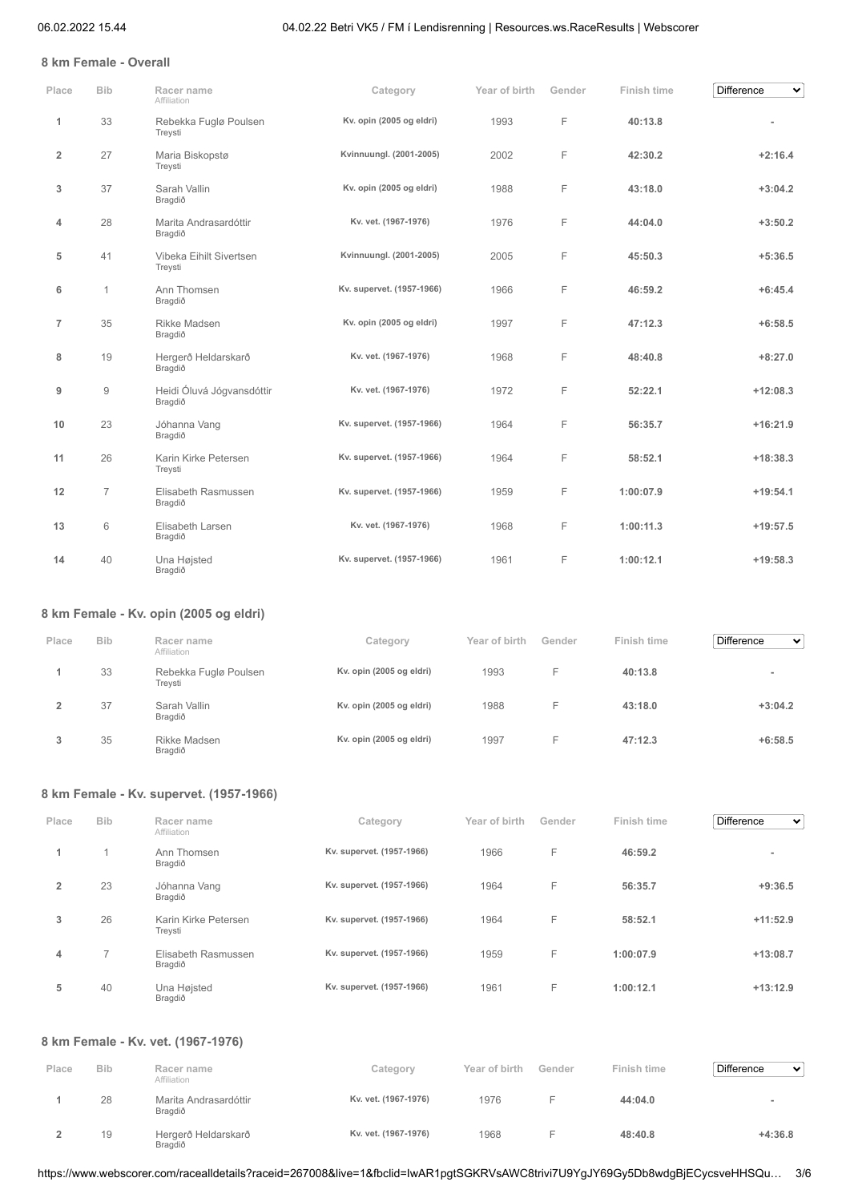## 8 km Female - Overall

| Place | Bib | Racer name / Affiliation | Category | Year of birth | Gender | Finish time | Difference |
|---|---|---|---|---|---|---|---|
| 1 | 33 | Rebekka Fuglø Poulsen<br>Treysti | Kv. opin (2005 og eldri) | 1993 | F | **40:13.8** | - |
| 2 | 27 | Maria Biskopstø<br>Treysti | Kvinnuungl. (2001-2005) | 2002 | F | **42:30.2** | **+2:16.4** |
| 3 | 37 | Sarah Vallin<br>Bragdið | Kv. opin (2005 og eldri) | 1988 | F | **43:18.0** | **+3:04.2** |
| 4 | 28 | Marita Andrasardóttir<br>Bragdið | Kv. vet. (1967-1976) | 1976 | F | **44:04.0** | **+3:50.2** |
| 5 | 41 | Vibeka Eihilt Sivertsen<br>Treysti | Kvinnuungl. (2001-2005) | 2005 | F | **45:50.3** | **+5:36.5** |
| 6 | 1 | Ann Thomsen<br>Bragdið | Kv. supervet. (1957-1966) | 1966 | F | **46:59.2** | **+6:45.4** |
| 7 | 35 | Rikke Madsen<br>Bragdið | Kv. opin (2005 og eldri) | 1997 | F | **47:12.3** | **+6:58.5** |
| 8 | 19 | Hergerð Heldarskarð<br>Bragdið | Kv. vet. (1967-1976) | 1968 | F | **48:40.8** | **+8:27.0** |
| 9 | 9 | Heidi Óluvá Jógvansdóttir<br>Bragdið | Kv. vet. (1967-1976) | 1972 | F | **52:22.1** | **+12:08.3** |
| 10 | 23 | Jóhanna Vang<br>Bragdið | Kv. supervet. (1957-1966) | 1964 | F | **56:35.7** | **+16:21.9** |
| 11 | 26 | Karin Kirke Petersen<br>Treysti | Kv. supervet. (1957-1966) | 1964 | F | **58:52.1** | **+18:38.3** |
| 12 | 7 | Elisabeth Rasmussen<br>Bragdið | Kv. supervet. (1957-1966) | 1959 | F | **1:00:07.9** | **+19:54.1** |
| 13 | 6 | Elisabeth Larsen<br>Bragdið | Kv. vet. (1967-1976) | 1968 | F | **1:00:11.3** | **+19:57.5** |
| 14 | 40 | Una Højsted<br>Bragdið | Kv. supervet. (1957-1966) | 1961 | F | **1:00:12.1** | **+19:58.3** |

## 8 km Female - Kv. opin (2005 og eldri)

| Place | Bib | Racer name / Affiliation | Category | Year of birth | Gender | Finish time | Difference |
|---|---|---|---|---|---|---|---|
| 1 | 33 | Rebekka Fuglø Poulsen<br>Treysti | Kv. opin (2005 og eldri) | 1993 | F | **40:13.8** | - |
| 2 | 37 | Sarah Vallin<br>Bragdið | Kv. opin (2005 og eldri) | 1988 | F | **43:18.0** | **+3:04.2** |
| 3 | 35 | Rikke Madsen<br>Bragdið | Kv. opin (2005 og eldri) | 1997 | F | **47:12.3** | **+6:58.5** |

## 8 km Female - Kv. supervet. (1957-1966)

| Place | Bib | Racer name / Affiliation | Category | Year of birth | Gender | Finish time | Difference |
|---|---|---|---|---|---|---|---|
| 1 | 1 | Ann Thomsen<br>Bragdið | Kv. supervet. (1957-1966) | 1966 | F | **46:59.2** | - |
| 2 | 23 | Jóhanna Vang<br>Bragdið | Kv. supervet. (1957-1966) | 1964 | F | **56:35.7** | **+9:36.5** |
| 3 | 26 | Karin Kirke Petersen<br>Treysti | Kv. supervet. (1957-1966) | 1964 | F | **58:52.1** | **+11:52.9** |
| 4 | 7 | Elisabeth Rasmussen<br>Bragdið | Kv. supervet. (1957-1966) | 1959 | F | **1:00:07.9** | **+13:08.7** |
| 5 | 40 | Una Højsted<br>Bragdið | Kv. supervet. (1957-1966) | 1961 | F | **1:00:12.1** | **+13:12.9** |

## 8 km Female - Kv. vet. (1967-1976)

| Place | Bib | Racer name / Affiliation | Category | Year of birth | Gender | Finish time | Difference |
|---|---|---|---|---|---|---|---|
| 1 | 28 | Marita Andrasardóttir<br>Bragdið | Kv. vet. (1967-1976) | 1976 | F | **44:04.0** | - |
| 2 | 19 | Hergerð Heldarskarð<br>Bragdið | Kv. vet. (1967-1976) | 1968 | F | **48:40.8** | **+4:36.8** |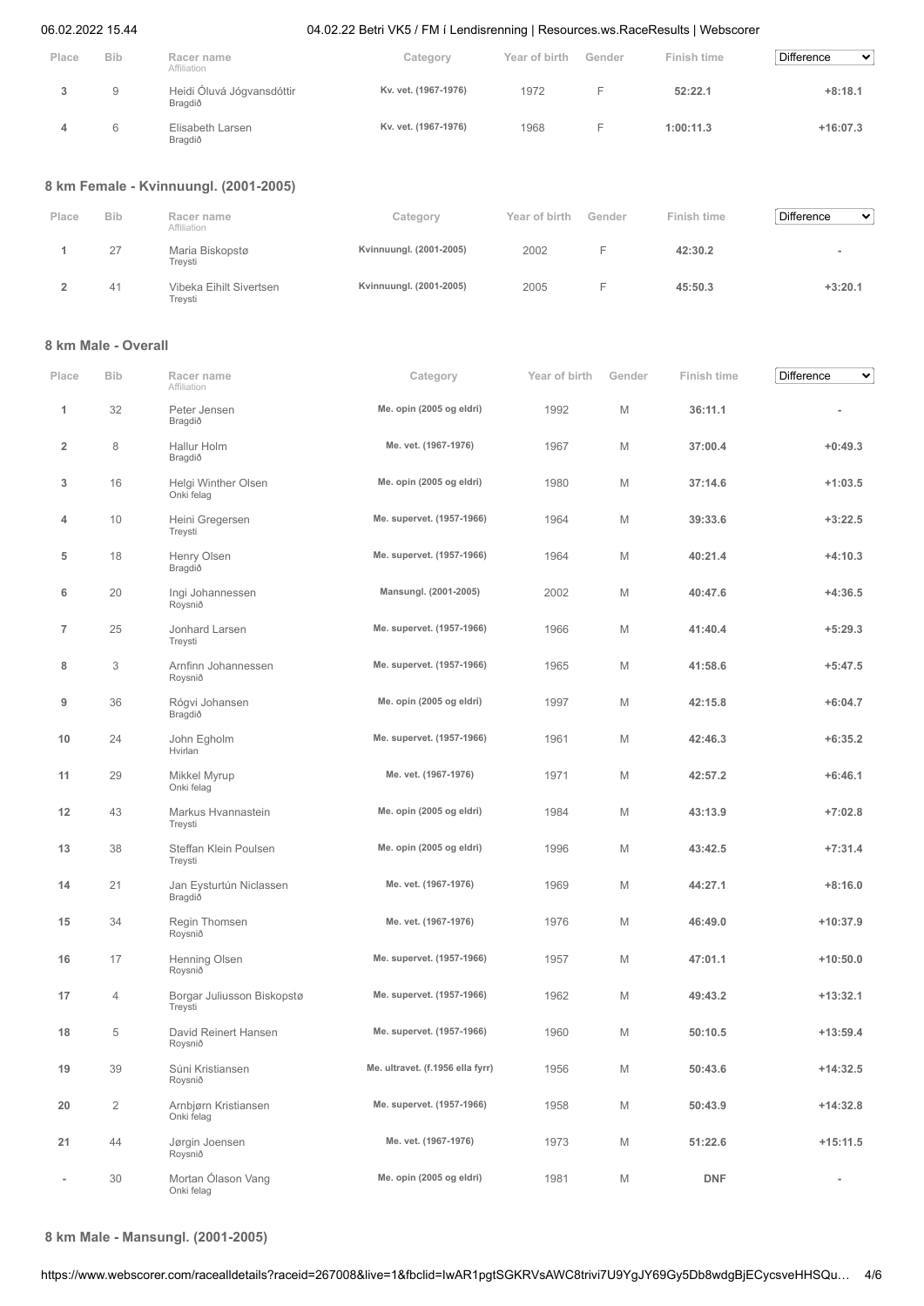| Place | Bib | Racer name<br>Affiliation | Category | Year of birth | Gender | Finish time | Difference |
|---|---|---|---|---|---|---|---|
| 3 | 9 | Heidi Óluvá Jógvansdóttir<br>Bragdið | Kv. vet. (1967-1976) | 1972 | F | 52:22.1 | +8:18.1 |
| 4 | 6 | Elisabeth Larsen<br>Bragdið | Kv. vet. (1967-1976) | 1968 | F | 1:00:11.3 | +16:07.3 |

## 8 km Female - Kvinnuungl. (2001-2005)

| Place | Bib | Racer name<br>Affiliation | Category | Year of birth | Gender | Finish time | Difference |
|---|---|---|---|---|---|---|---|
| 1 | 27 | Maria Biskopstø<br>Treysti | Kvinnuungl. (2001-2005) | 2002 | F | 42:30.2 | - |
| 2 | 41 | Vibeka Eihilt Sivertsen<br>Treysti | Kvinnuungl. (2001-2005) | 2005 | F | 45:50.3 | +3:20.1 |

## 8 km Male - Overall

| Place | Bib | Racer name<br>Affiliation | Category | Year of birth | Gender | Finish time | Difference |
|---|---|---|---|---|---|---|---|
| 1 | 32 | Peter Jensen<br>Bragdið | Me. opin (2005 og eldri) | 1992 | M | 36:11.1 | - |
| 2 | 8 | Hallur Holm<br>Bragdið | Me. vet. (1967-1976) | 1967 | M | 37:00.4 | +0:49.3 |
| 3 | 16 | Helgi Winther Olsen<br>Onki felag | Me. opin (2005 og eldri) | 1980 | M | 37:14.6 | +1:03.5 |
| 4 | 10 | Heini Gregersen<br>Treysti | Me. supervet. (1957-1966) | 1964 | M | 39:33.6 | +3:22.5 |
| 5 | 18 | Henry Olsen<br>Bragdið | Me. supervet. (1957-1966) | 1964 | M | 40:21.4 | +4:10.3 |
| 6 | 20 | Ingi Johannessen<br>Roysnið | Mansungl. (2001-2005) | 2002 | M | 40:47.6 | +4:36.5 |
| 7 | 25 | Jonhard Larsen<br>Treysti | Me. supervet. (1957-1966) | 1966 | M | 41:40.4 | +5:29.3 |
| 8 | 3 | Arnfinn Johannessen<br>Roysnið | Me. supervet. (1957-1966) | 1965 | M | 41:58.6 | +5:47.5 |
| 9 | 36 | Rógvi Johansen<br>Bragdið | Me. opin (2005 og eldri) | 1997 | M | 42:15.8 | +6:04.7 |
| 10 | 24 | John Egholm<br>Hvirlan | Me. supervet. (1957-1966) | 1961 | M | 42:46.3 | +6:35.2 |
| 11 | 29 | Mikkel Myrup<br>Onki felag | Me. vet. (1967-1976) | 1971 | M | 42:57.2 | +6:46.1 |
| 12 | 43 | Markus Hvannastein<br>Treysti | Me. opin (2005 og eldri) | 1984 | M | 43:13.9 | +7:02.8 |
| 13 | 38 | Steffan Klein Poulsen<br>Treysti | Me. opin (2005 og eldri) | 1996 | M | 43:42.5 | +7:31.4 |
| 14 | 21 | Jan Eysturtún Niclassen<br>Bragdið | Me. vet. (1967-1976) | 1969 | M | 44:27.1 | +8:16.0 |
| 15 | 34 | Regin Thomsen<br>Roysnið | Me. vet. (1967-1976) | 1976 | M | 46:49.0 | +10:37.9 |
| 16 | 17 | Henning Olsen<br>Roysnið | Me. supervet. (1957-1966) | 1957 | M | 47:01.1 | +10:50.0 |
| 17 | 4 | Borgar Juliusson Biskopstø<br>Treysti | Me. supervet. (1957-1966) | 1962 | M | 49:43.2 | +13:32.1 |
| 18 | 5 | David Reinert Hansen<br>Roysnið | Me. supervet. (1957-1966) | 1960 | M | 50:10.5 | +13:59.4 |
| 19 | 39 | Súni Kristiansen<br>Roysnið | Me. ultravet. (f.1956 ella fyrr) | 1956 | M | 50:43.6 | +14:32.5 |
| 20 | 2 | Arnbjørn Kristiansen<br>Onki felag | Me. supervet. (1957-1966) | 1958 | M | 50:43.9 | +14:32.8 |
| 21 | 44 | Jørgin Joensen<br>Roysnið | Me. vet. (1967-1976) | 1973 | M | 51:22.6 | +15:11.5 |
| - | 30 | Mortan Ólason Vang<br>Onki felag | Me. opin (2005 og eldri) | 1981 | M | DNF | - |

## 8 km Male - Mansungl. (2001-2005)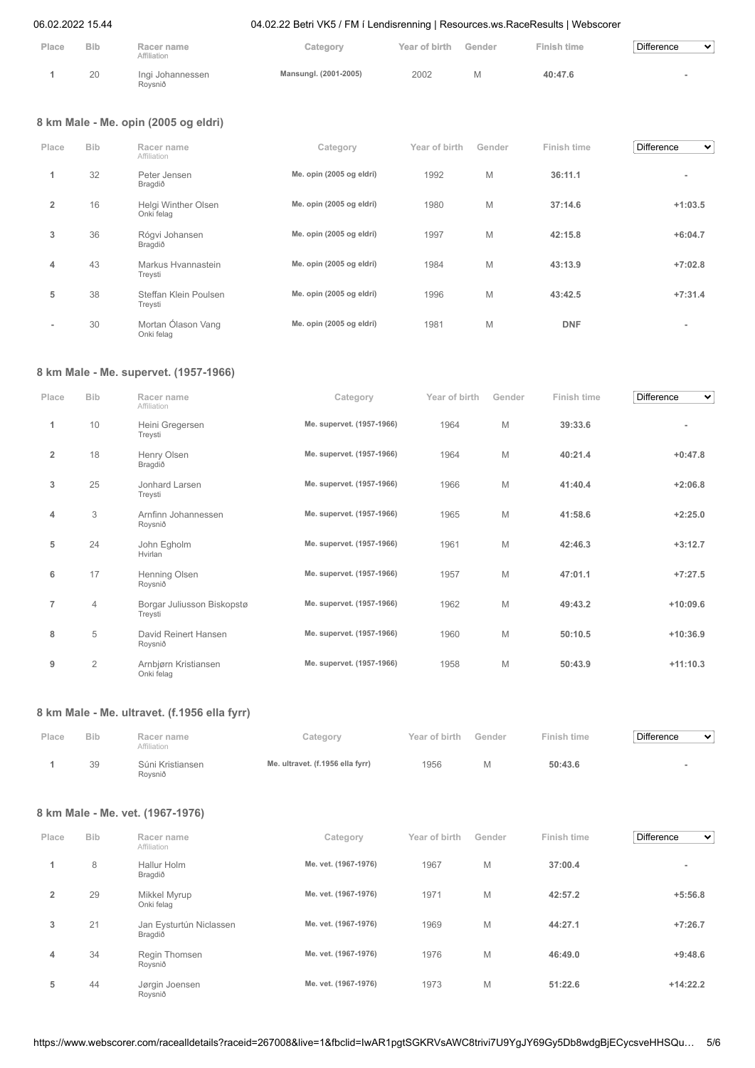| Place | Bib | Racer name<br>Affiliation | Category | Year of birth | Gender | Finish time | Difference |
|---|---|---|---|---|---|---|---|
| 1 | 20 | Ingi Johannessen<br>Roysnið | Mansungl. (2001-2005) | 2002 | M | 40:47.6 | - |

### 8 km Male - Me. opin (2005 og eldri)

| Place | Bib | Racer name<br>Affiliation | Category | Year of birth | Gender | Finish time | Difference |
|---|---|---|---|---|---|---|---|
| 1 | 32 | Peter Jensen<br>Bragdið | Me. opin (2005 og eldri) | 1992 | M | 36:11.1 | - |
| 2 | 16 | Helgi Winther Olsen<br>Onki felag | Me. opin (2005 og eldri) | 1980 | M | 37:14.6 | +1:03.5 |
| 3 | 36 | Rógvi Johansen<br>Bragdið | Me. opin (2005 og eldri) | 1997 | M | 42:15.8 | +6:04.7 |
| 4 | 43 | Markus Hvannastein<br>Treysti | Me. opin (2005 og eldri) | 1984 | M | 43:13.9 | +7:02.8 |
| 5 | 38 | Steffan Klein Poulsen<br>Treysti | Me. opin (2005 og eldri) | 1996 | M | 43:42.5 | +7:31.4 |
| - | 30 | Mortan Ólason Vang<br>Onki felag | Me. opin (2005 og eldri) | 1981 | M | DNF | - |

### 8 km Male - Me. supervet. (1957-1966)

| Place | Bib | Racer name<br>Affiliation | Category | Year of birth | Gender | Finish time | Difference |
|---|---|---|---|---|---|---|---|
| 1 | 10 | Heini Gregersen<br>Treysti | Me. supervet. (1957-1966) | 1964 | M | 39:33.6 | - |
| 2 | 18 | Henry Olsen<br>Bragdið | Me. supervet. (1957-1966) | 1964 | M | 40:21.4 | +0:47.8 |
| 3 | 25 | Jonhard Larsen<br>Treysti | Me. supervet. (1957-1966) | 1966 | M | 41:40.4 | +2:06.8 |
| 4 | 3 | Arnfinn Johannessen<br>Roysnið | Me. supervet. (1957-1966) | 1965 | M | 41:58.6 | +2:25.0 |
| 5 | 24 | John Egholm<br>Hvirlan | Me. supervet. (1957-1966) | 1961 | M | 42:46.3 | +3:12.7 |
| 6 | 17 | Henning Olsen<br>Roysnið | Me. supervet. (1957-1966) | 1957 | M | 47:01.1 | +7:27.5 |
| 7 | 4 | Borgar Juliusson Biskopstø<br>Treysti | Me. supervet. (1957-1966) | 1962 | M | 49:43.2 | +10:09.6 |
| 8 | 5 | David Reinert Hansen<br>Roysnið | Me. supervet. (1957-1966) | 1960 | M | 50:10.5 | +10:36.9 |
| 9 | 2 | Arnbjørn Kristiansen<br>Onki felag | Me. supervet. (1957-1966) | 1958 | M | 50:43.9 | +11:10.3 |

### 8 km Male - Me. ultravet. (f.1956 ella fyrr)

| Place | Bib | Racer name<br>Affiliation | Category | Year of birth | Gender | Finish time | Difference |
|---|---|---|---|---|---|---|---|
| 1 | 39 | Súni Kristiansen<br>Roysnið | Me. ultravet. (f.1956 ella fyrr) | 1956 | M | 50:43.6 | - |

### 8 km Male - Me. vet. (1967-1976)

| Place | Bib | Racer name<br>Affiliation | Category | Year of birth | Gender | Finish time | Difference |
|---|---|---|---|---|---|---|---|
| 1 | 8 | Hallur Holm<br>Bragdið | Me. vet. (1967-1976) | 1967 | M | 37:00.4 | - |
| 2 | 29 | Mikkel Myrup<br>Onki felag | Me. vet. (1967-1976) | 1971 | M | 42:57.2 | +5:56.8 |
| 3 | 21 | Jan Eysturtún Niclassen<br>Bragdið | Me. vet. (1967-1976) | 1969 | M | 44:27.1 | +7:26.7 |
| 4 | 34 | Regin Thomsen<br>Roysnið | Me. vet. (1967-1976) | 1976 | M | 46:49.0 | +9:48.6 |
| 5 | 44 | Jørgin Joensen<br>Roysnið | Me. vet. (1967-1976) | 1973 | M | 51:22.6 | +14:22.2 |